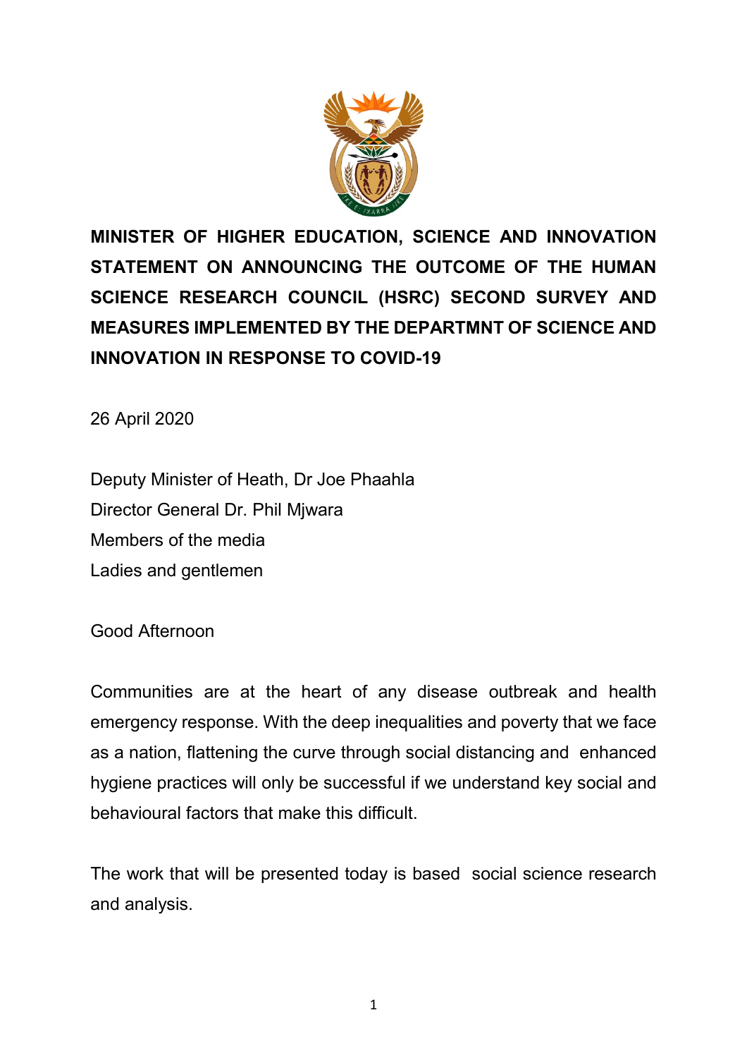# MINISTER OF HIGHER EDUCATION, SCIENCE AND INNOVATION STATEMENT ON ANNOUNCING THE OUTCOME OF THE HUMAN SCIENCE RESEARCH COUNCIL (HSRC) SECOND SURVEY AND MEASURES IMPLEMENTED BY THE DEPARTMNT OF SCIENCE AND INNOVATION IN RESPONSE TO COVID-19

26 April 2020

Deputy Minister of Heath, Dr Joe Phaahla
Director General Dr. Phil Mjwara
Members of the media
Ladies and gentlemen

Good Afternoon

Communities are at the heart of any disease outbreak and health emergency response. With the deep inequalities and poverty that we face as a nation, flattening the curve through social distancing and enhanced hygiene practices will only be successful if we understand key social and behavioural factors that make this difficult.

The work that will be presented today is based social science research and analysis.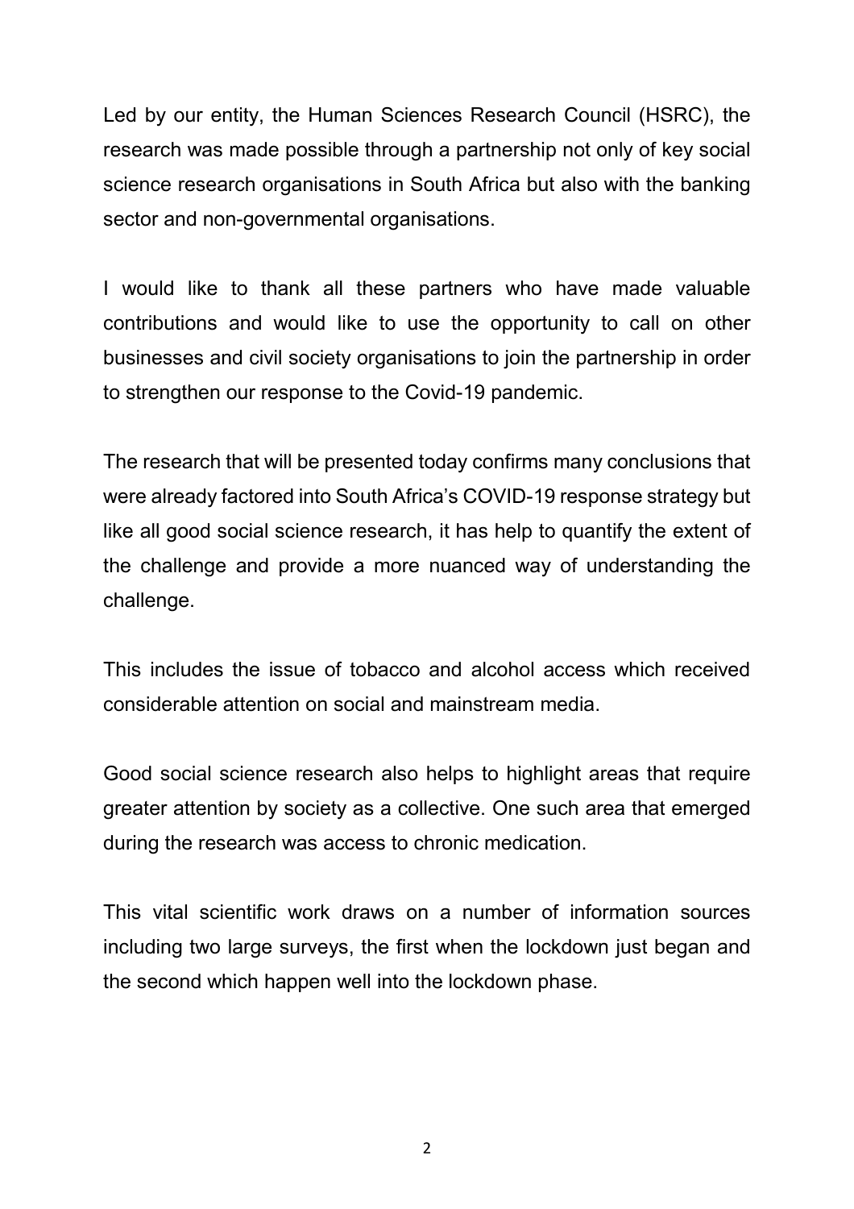Led by our entity, the Human Sciences Research Council (HSRC), the research was made possible through a partnership not only of key social science research organisations in South Africa but also with the banking sector and non-governmental organisations.

I would like to thank all these partners who have made valuable contributions and would like to use the opportunity to call on other businesses and civil society organisations to join the partnership in order to strengthen our response to the Covid-19 pandemic.

The research that will be presented today confirms many conclusions that were already factored into South Africa's COVID-19 response strategy but like all good social science research, it has help to quantify the extent of the challenge and provide a more nuanced way of understanding the challenge.

This includes the issue of tobacco and alcohol access which received considerable attention on social and mainstream media.

Good social science research also helps to highlight areas that require greater attention by society as a collective. One such area that emerged during the research was access to chronic medication.

This vital scientific work draws on a number of information sources including two large surveys, the first when the lockdown just began and the second which happen well into the lockdown phase.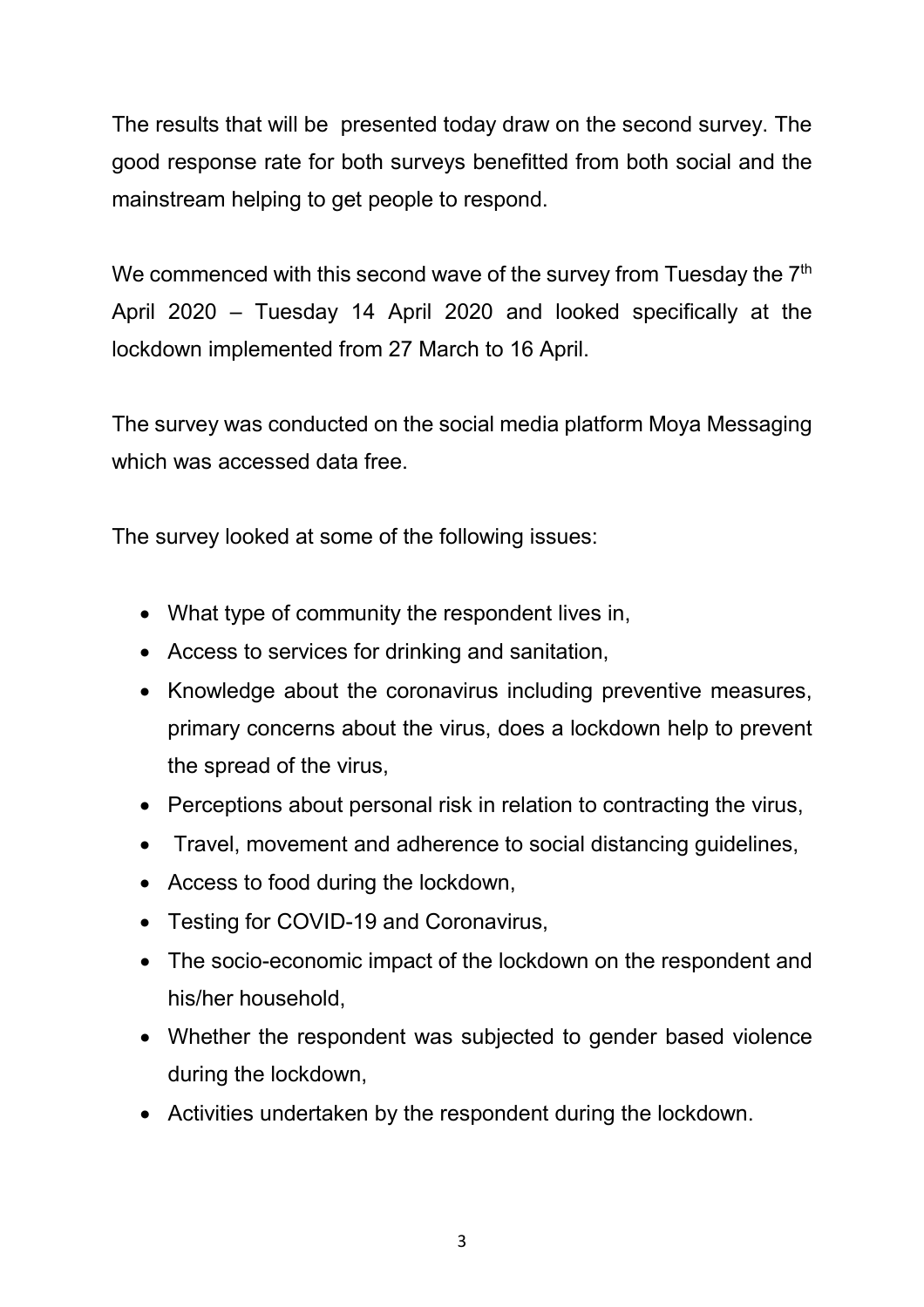The results that will be presented today draw on the second survey. The good response rate for both surveys benefitted from both social and the mainstream helping to get people to respond.

We commenced with this second wave of the survey from Tuesday the 7th April 2020 – Tuesday 14 April 2020 and looked specifically at the lockdown implemented from 27 March to 16 April.

The survey was conducted on the social media platform Moya Messaging which was accessed data free.

The survey looked at some of the following issues:

- What type of community the respondent lives in,
- Access to services for drinking and sanitation,
- Knowledge about the coronavirus including preventive measures, primary concerns about the virus, does a lockdown help to prevent the spread of the virus,
- Perceptions about personal risk in relation to contracting the virus,
- Travel, movement and adherence to social distancing guidelines,
- Access to food during the lockdown,
- Testing for COVID-19 and Coronavirus,
- The socio-economic impact of the lockdown on the respondent and his/her household,
- Whether the respondent was subjected to gender based violence during the lockdown,
- Activities undertaken by the respondent during the lockdown.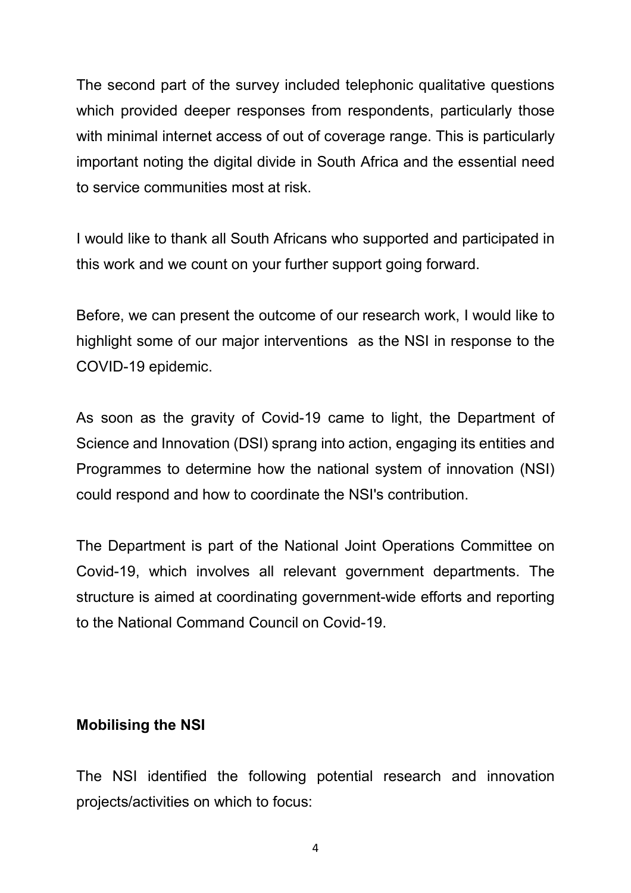The second part of the survey included telephonic qualitative questions which provided deeper responses from respondents, particularly those with minimal internet access of out of coverage range. This is particularly important noting the digital divide in South Africa and the essential need to service communities most at risk.

I would like to thank all South Africans who supported and participated in this work and we count on your further support going forward.

Before, we can present the outcome of our research work, I would like to highlight some of our major interventions  as the NSI in response to the COVID-19 epidemic.

As soon as the gravity of Covid-19 came to light, the Department of Science and Innovation (DSI) sprang into action, engaging its entities and Programmes to determine how the national system of innovation (NSI) could respond and how to coordinate the NSI's contribution.

The Department is part of the National Joint Operations Committee on Covid-19, which involves all relevant government departments. The structure is aimed at coordinating government-wide efforts and reporting to the National Command Council on Covid-19.

**Mobilising the NSI**

The NSI identified the following potential research and innovation projects/activities on which to focus: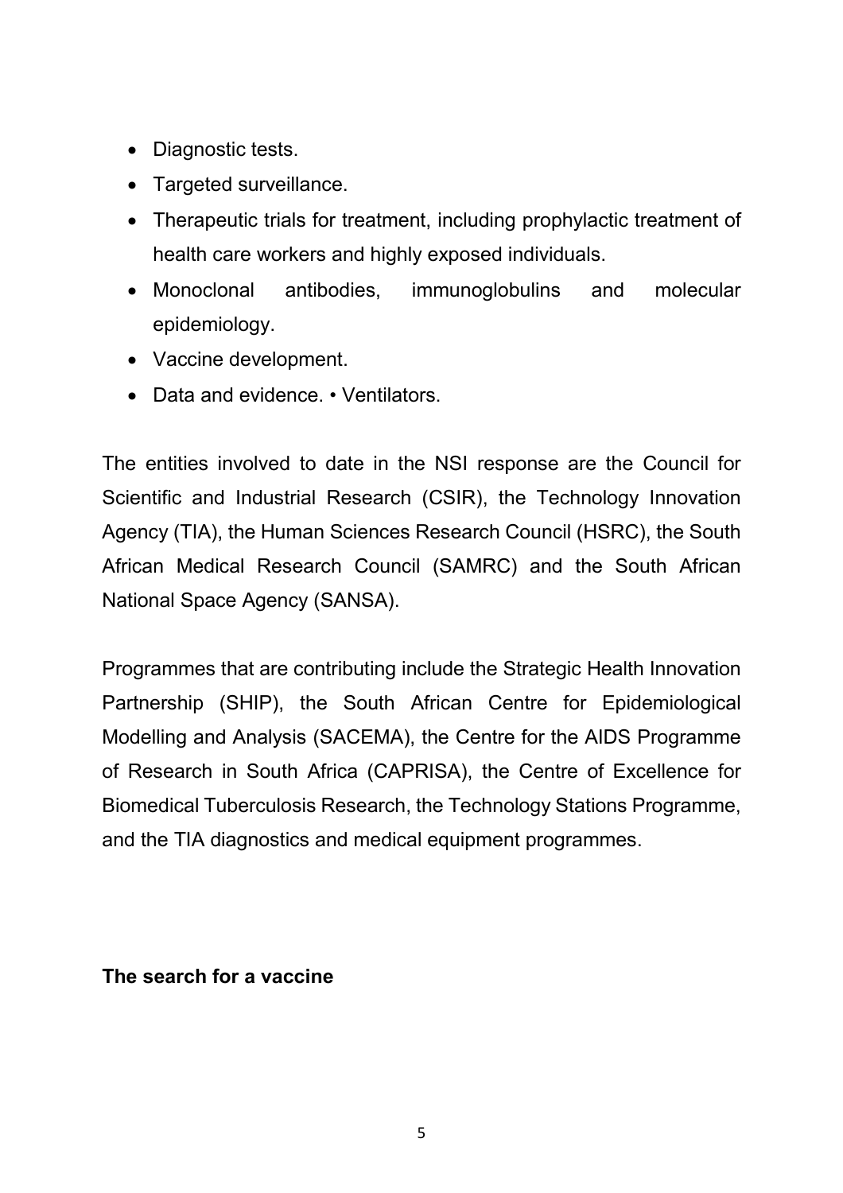- Diagnostic tests.
- Targeted surveillance.
- Therapeutic trials for treatment, including prophylactic treatment of health care workers and highly exposed individuals.
- Monoclonal antibodies, immunoglobulins and molecular epidemiology.
- Vaccine development.
- Data and evidence. • Ventilators.

The entities involved to date in the NSI response are the Council for Scientific and Industrial Research (CSIR), the Technology Innovation Agency (TIA), the Human Sciences Research Council (HSRC), the South African Medical Research Council (SAMRC) and the South African National Space Agency (SANSA).

Programmes that are contributing include the Strategic Health Innovation Partnership (SHIP), the South African Centre for Epidemiological Modelling and Analysis (SACEMA), the Centre for the AIDS Programme of Research in South Africa (CAPRISA), the Centre of Excellence for Biomedical Tuberculosis Research, the Technology Stations Programme, and the TIA diagnostics and medical equipment programmes.

**The search for a vaccine**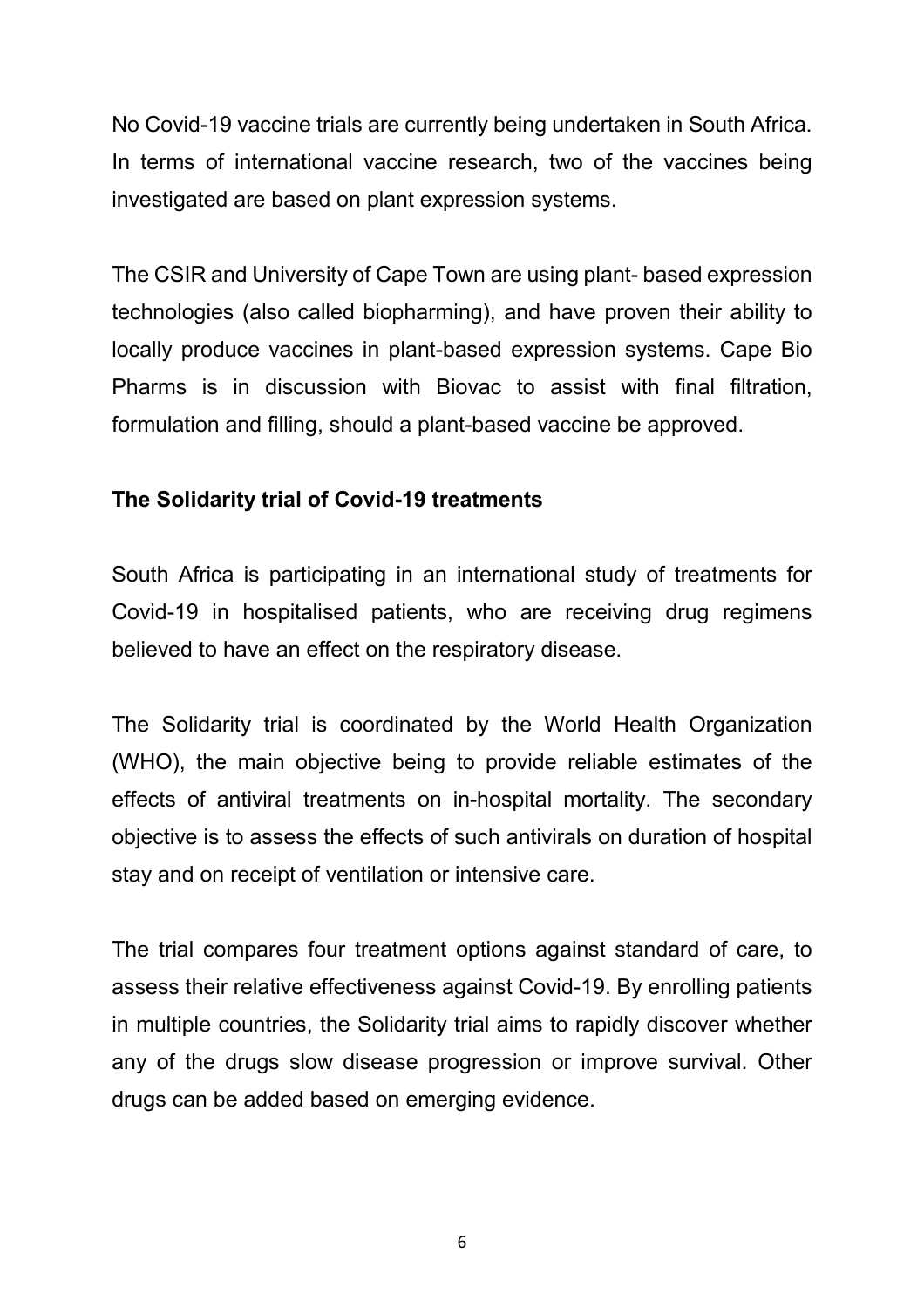No Covid-19 vaccine trials are currently being undertaken in South Africa. In terms of international vaccine research, two of the vaccines being investigated are based on plant expression systems.

The CSIR and University of Cape Town are using plant- based expression technologies (also called biopharming), and have proven their ability to locally produce vaccines in plant-based expression systems. Cape Bio Pharms is in discussion with Biovac to assist with final filtration, formulation and filling, should a plant-based vaccine be approved.

**The Solidarity trial of Covid-19 treatments**

South Africa is participating in an international study of treatments for Covid-19 in hospitalised patients, who are receiving drug regimens believed to have an effect on the respiratory disease.

The Solidarity trial is coordinated by the World Health Organization (WHO), the main objective being to provide reliable estimates of the effects of antiviral treatments on in-hospital mortality. The secondary objective is to assess the effects of such antivirals on duration of hospital stay and on receipt of ventilation or intensive care.

The trial compares four treatment options against standard of care, to assess their relative effectiveness against Covid-19. By enrolling patients in multiple countries, the Solidarity trial aims to rapidly discover whether any of the drugs slow disease progression or improve survival. Other drugs can be added based on emerging evidence.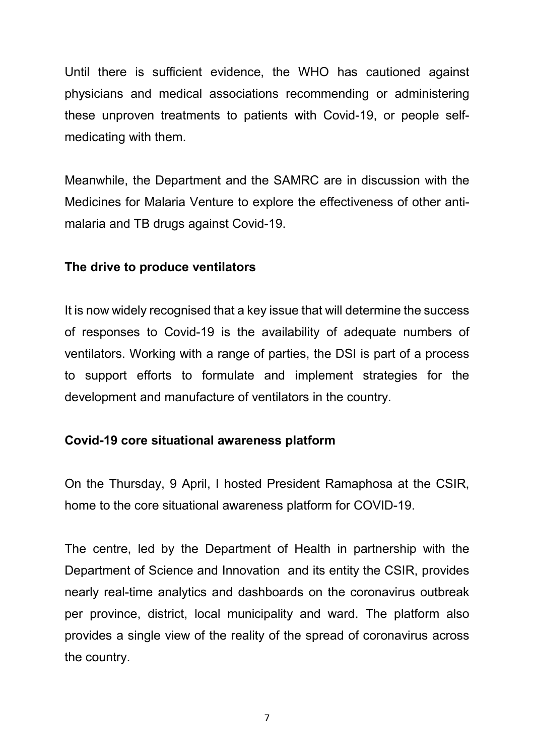Until there is sufficient evidence, the WHO has cautioned against physicians and medical associations recommending or administering these unproven treatments to patients with Covid-19, or people self-medicating with them.

Meanwhile, the Department and the SAMRC are in discussion with the Medicines for Malaria Venture to explore the effectiveness of other anti-malaria and TB drugs against Covid-19.

**The drive to produce ventilators**

It is now widely recognised that a key issue that will determine the success of responses to Covid-19 is the availability of adequate numbers of ventilators. Working with a range of parties, the DSI is part of a process to support efforts to formulate and implement strategies for the development and manufacture of ventilators in the country.

**Covid-19 core situational awareness platform**

On the Thursday, 9 April, I hosted President Ramaphosa at the CSIR, home to the core situational awareness platform for COVID-19.

The centre, led by the Department of Health in partnership with the Department of Science and Innovation and its entity the CSIR, provides nearly real-time analytics and dashboards on the coronavirus outbreak per province, district, local municipality and ward. The platform also provides a single view of the reality of the spread of coronavirus across the country.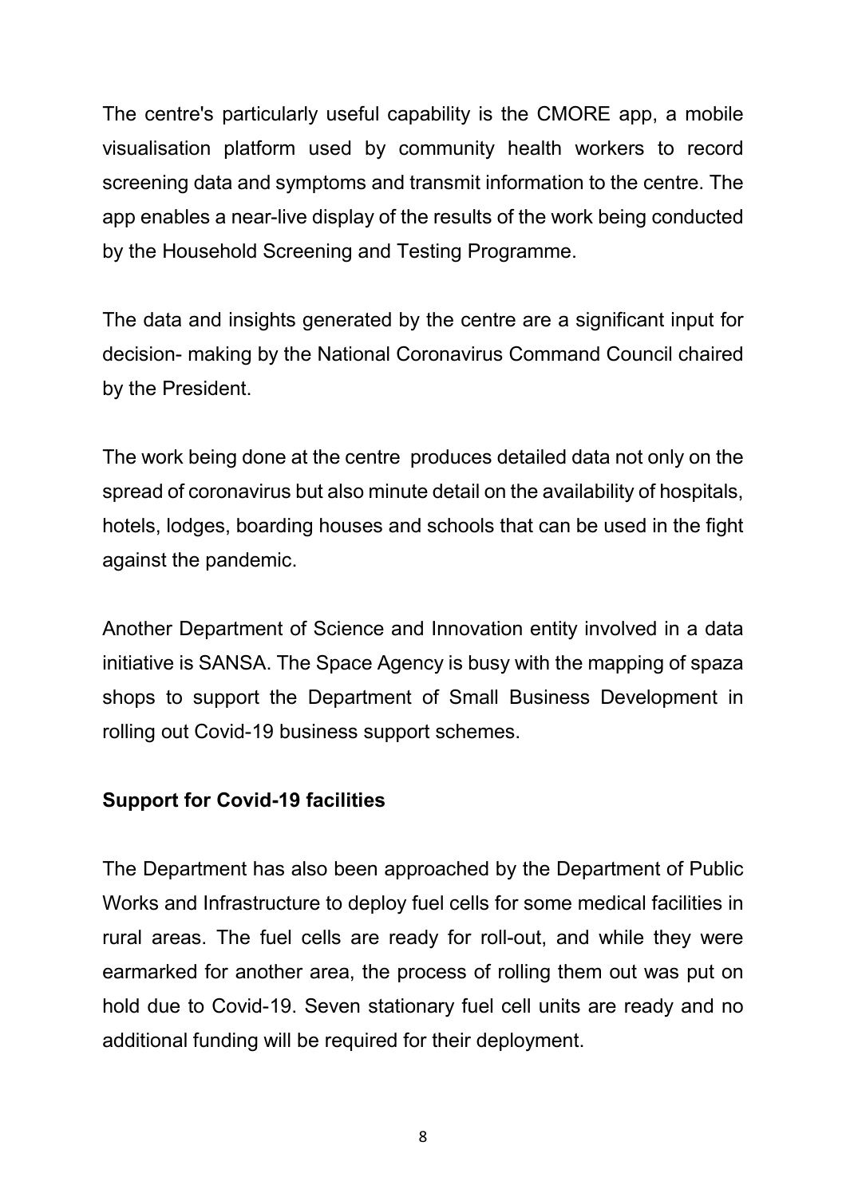The centre's particularly useful capability is the CMORE app, a mobile visualisation platform used by community health workers to record screening data and symptoms and transmit information to the centre. The app enables a near-live display of the results of the work being conducted by the Household Screening and Testing Programme.

The data and insights generated by the centre are a significant input for decision- making by the National Coronavirus Command Council chaired by the President.

The work being done at the centre produces detailed data not only on the spread of coronavirus but also minute detail on the availability of hospitals, hotels, lodges, boarding houses and schools that can be used in the fight against the pandemic.

Another Department of Science and Innovation entity involved in a data initiative is SANSA. The Space Agency is busy with the mapping of spaza shops to support the Department of Small Business Development in rolling out Covid-19 business support schemes.

**Support for Covid-19 facilities**

The Department has also been approached by the Department of Public Works and Infrastructure to deploy fuel cells for some medical facilities in rural areas. The fuel cells are ready for roll-out, and while they were earmarked for another area, the process of rolling them out was put on hold due to Covid-19. Seven stationary fuel cell units are ready and no additional funding will be required for their deployment.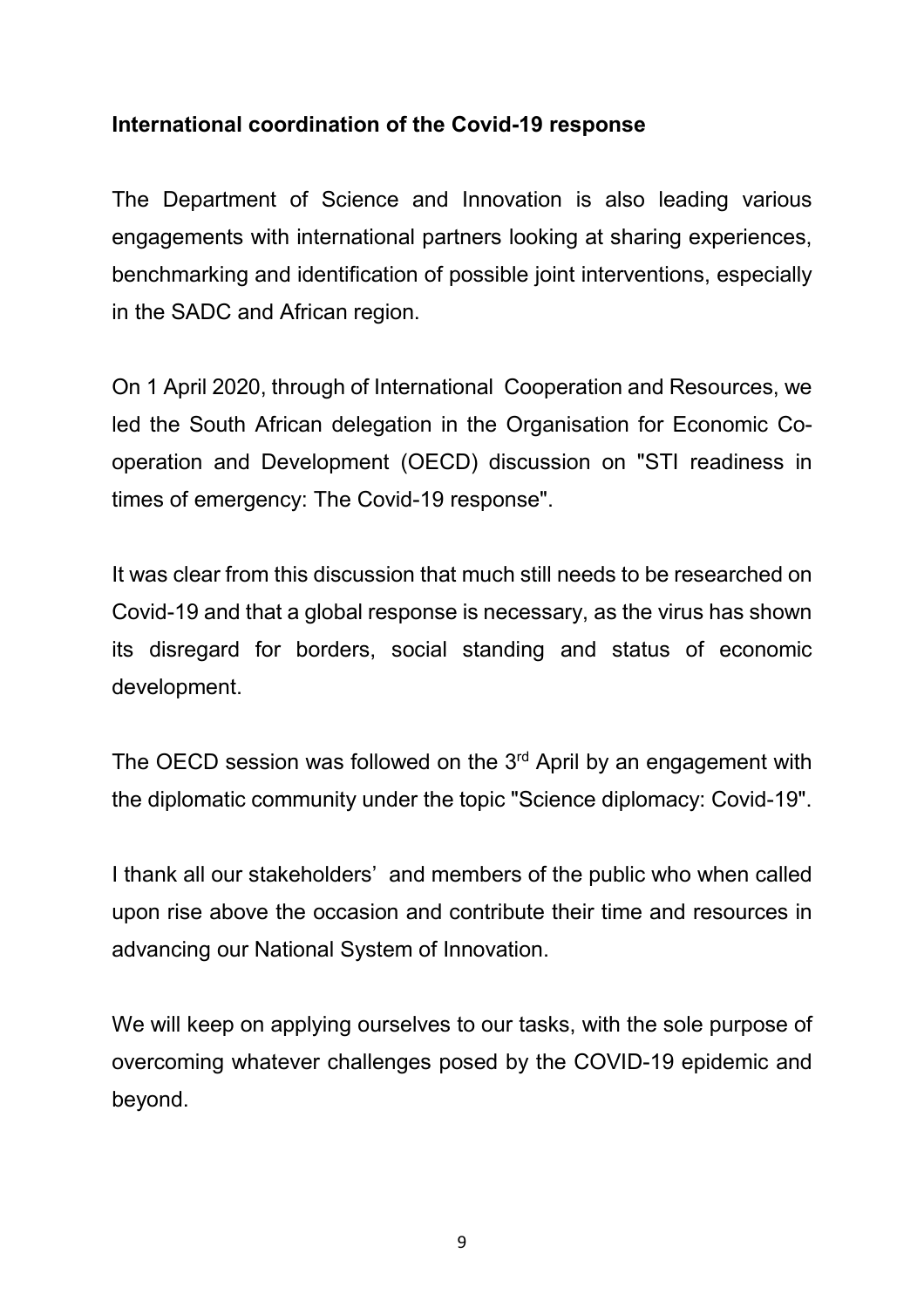**International coordination of the Covid-19 response**

The Department of Science and Innovation is also leading various engagements with international partners looking at sharing experiences, benchmarking and identification of possible joint interventions, especially in the SADC and African region.

On 1 April 2020, through of International Cooperation and Resources, we led the South African delegation in the Organisation for Economic Co-operation and Development (OECD) discussion on "STI readiness in times of emergency: The Covid-19 response".

It was clear from this discussion that much still needs to be researched on Covid-19 and that a global response is necessary, as the virus has shown its disregard for borders, social standing and status of economic development.

The OECD session was followed on the 3rd April by an engagement with the diplomatic community under the topic "Science diplomacy: Covid-19".

I thank all our stakeholders' and members of the public who when called upon rise above the occasion and contribute their time and resources in advancing our National System of Innovation.

We will keep on applying ourselves to our tasks, with the sole purpose of overcoming whatever challenges posed by the COVID-19 epidemic and beyond.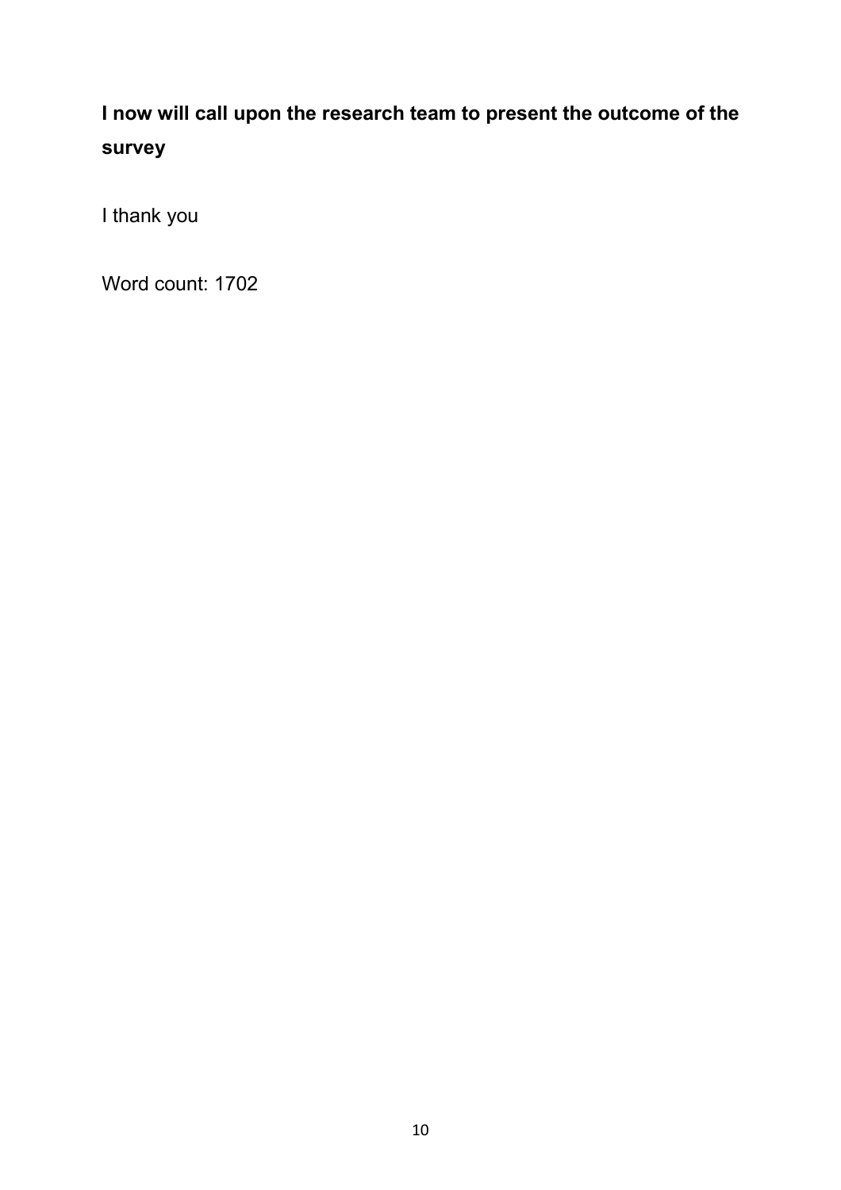**I now will call upon the research team to present the outcome of the survey**

I thank you

Word count: 1702